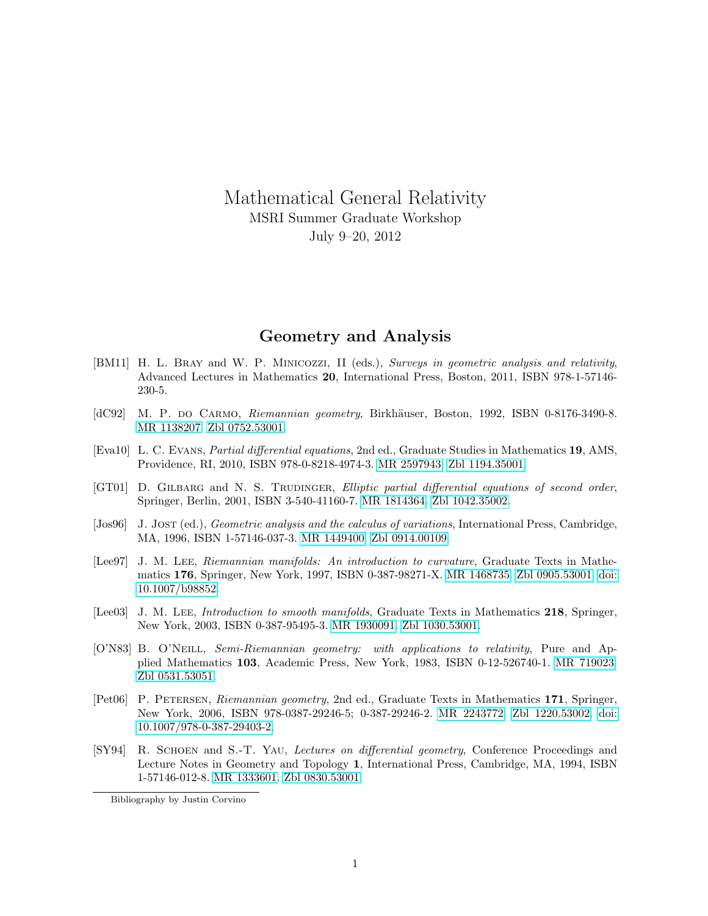# Mathematical General Relativity

MSRI Summer Graduate Workshop

July 9–20, 2012

## Geometry and Analysis

[BM11] H. L. Bray and W. P. Minicozzi, II (eds.), *Surveys in geometric analysis and relativity*, Advanced Lectures in Mathematics **20**, International Press, Boston, 2011, ISBN 978-1-57146-230-5.

[dC92] M. P. do Carmo, *Riemannian geometry*, Birkhäuser, Boston, 1992, ISBN 0-8176-3490-8. MR 1138207. Zbl 0752.53001.

[Eva10] L. C. Evans, *Partial differential equations*, 2nd ed., Graduate Studies in Mathematics **19**, AMS, Providence, RI, 2010, ISBN 978-0-8218-4974-3. MR 2597943. Zbl 1194.35001.

[GT01] D. Gilbarg and N. S. Trudinger, *Elliptic partial differential equations of second order*, Springer, Berlin, 2001, ISBN 3-540-41160-7. MR 1814364. Zbl 1042.35002.

[Jos96] J. Jost (ed.), *Geometric analysis and the calculus of variations*, International Press, Cambridge, MA, 1996, ISBN 1-57146-037-3. MR 1449400. Zbl 0914.00109.

[Lee97] J. M. Lee, *Riemannian manifolds: An introduction to curvature*, Graduate Texts in Mathematics **176**, Springer, New York, 1997, ISBN 0-387-98271-X. MR 1468735. Zbl 0905.53001. doi:10.1007/b98852.

[Lee03] J. M. Lee, *Introduction to smooth manifolds*, Graduate Texts in Mathematics **218**, Springer, New York, 2003, ISBN 0-387-95495-3. MR 1930091. Zbl 1030.53001.

[O'N83] B. O'Neill, *Semi-Riemannian geometry: with applications to relativity*, Pure and Applied Mathematics **103**, Academic Press, New York, 1983, ISBN 0-12-526740-1. MR 719023. Zbl 0531.53051.

[Pet06] P. Petersen, *Riemannian geometry*, 2nd ed., Graduate Texts in Mathematics **171**, Springer, New York, 2006, ISBN 978-0387-29246-5; 0-387-29246-2. MR 2243772. Zbl 1220.53002. doi:10.1007/978-0-387-29403-2.

[SY94] R. Schoen and S.-T. Yau, *Lectures on differential geometry*, Conference Proceedings and Lecture Notes in Geometry and Topology **1**, International Press, Cambridge, MA, 1994, ISBN 1-57146-012-8. MR 1333601. Zbl 0830.53001.

Bibliography by Justin Corvino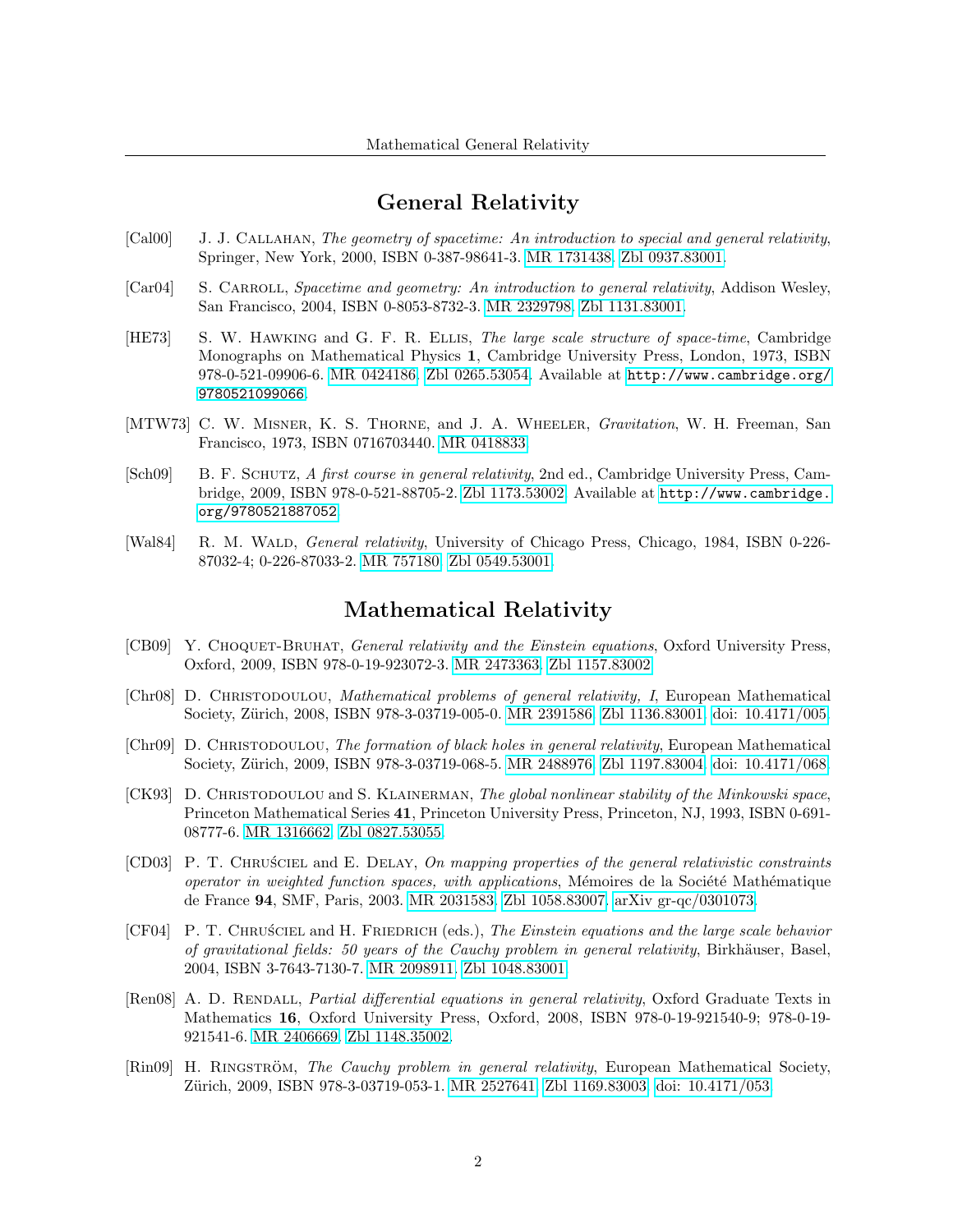## General Relativity

[Cal00] J. J. Callahan, *The geometry of spacetime: An introduction to special and general relativity*, Springer, New York, 2000, ISBN 0-387-98641-3. MR 1731438. Zbl 0937.83001.

[Car04] S. Carroll, *Spacetime and geometry: An introduction to general relativity*, Addison Wesley, San Francisco, 2004, ISBN 0-8053-8732-3. MR 2329798. Zbl 1131.83001.

[HE73] S. W. Hawking and G. F. R. Ellis, *The large scale structure of space-time*, Cambridge Monographs on Mathematical Physics **1**, Cambridge University Press, London, 1973, ISBN 978-0-521-09906-6. MR 0424186. Zbl 0265.53054. Available at http://www.cambridge.org/9780521099066.

[MTW73] C. W. Misner, K. S. Thorne, and J. A. Wheeler, *Gravitation*, W. H. Freeman, San Francisco, 1973, ISBN 0716703440. MR 0418833.

[Sch09] B. F. Schutz, *A first course in general relativity*, 2nd ed., Cambridge University Press, Cambridge, 2009, ISBN 978-0-521-88705-2. Zbl 1173.53002. Available at http://www.cambridge.org/9780521887052.

[Wal84] R. M. Wald, *General relativity*, University of Chicago Press, Chicago, 1984, ISBN 0-226-87032-4; 0-226-87033-2. MR 757180. Zbl 0549.53001.

## Mathematical Relativity

[CB09] Y. Choquet-Bruhat, *General relativity and the Einstein equations*, Oxford University Press, Oxford, 2009, ISBN 978-0-19-923072-3. MR 2473363. Zbl 1157.83002.

[Chr08] D. Christodoulou, *Mathematical problems of general relativity, I*, European Mathematical Society, Zürich, 2008, ISBN 978-3-03719-005-0. MR 2391586. Zbl 1136.83001. doi: 10.4171/005.

[Chr09] D. Christodoulou, *The formation of black holes in general relativity*, European Mathematical Society, Zürich, 2009, ISBN 978-3-03719-068-5. MR 2488976. Zbl 1197.83004. doi: 10.4171/068.

[CK93] D. Christodoulou and S. Klainerman, *The global nonlinear stability of the Minkowski space*, Princeton Mathematical Series **41**, Princeton University Press, Princeton, NJ, 1993, ISBN 0-691-08777-6. MR 1316662. Zbl 0827.53055.

[CD03] P. T. Chruściel and E. Delay, *On mapping properties of the general relativistic constraints operator in weighted function spaces, with applications*, Mémoires de la Société Mathématique de France **94**, SMF, Paris, 2003. MR 2031583. Zbl 1058.83007. arXiv gr-qc/0301073.

[CF04] P. T. Chruściel and H. Friedrich (eds.), *The Einstein equations and the large scale behavior of gravitational fields: 50 years of the Cauchy problem in general relativity*, Birkhäuser, Basel, 2004, ISBN 3-7643-7130-7. MR 2098911. Zbl 1048.83001.

[Ren08] A. D. Rendall, *Partial differential equations in general relativity*, Oxford Graduate Texts in Mathematics **16**, Oxford University Press, Oxford, 2008, ISBN 978-0-19-921540-9; 978-0-19-921541-6. MR 2406669. Zbl 1148.35002.

[Rin09] H. Ringström, *The Cauchy problem in general relativity*, European Mathematical Society, Zürich, 2009, ISBN 978-3-03719-053-1. MR 2527641. Zbl 1169.83003. doi: 10.4171/053.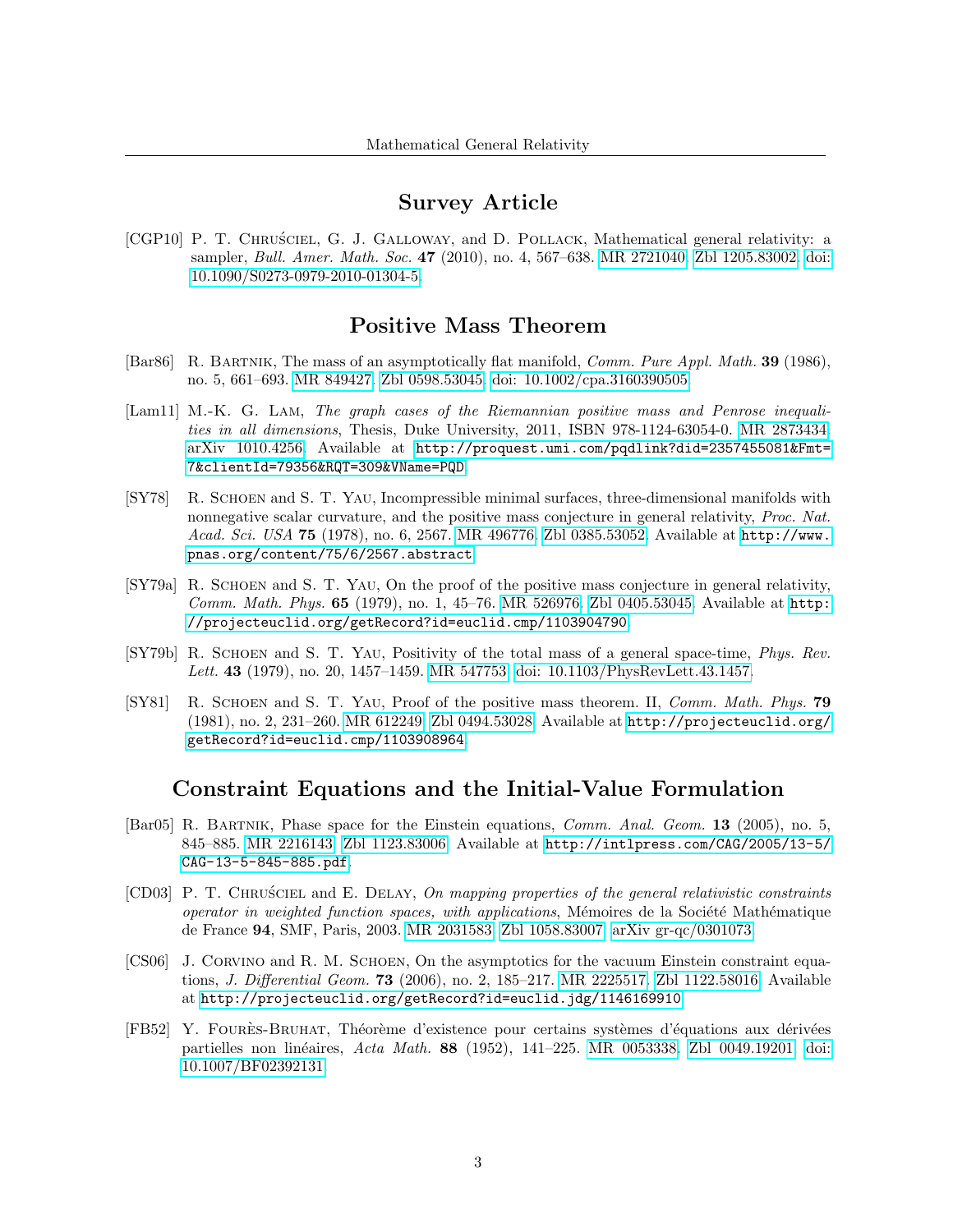## Survey Article

[CGP10] P. T. Chruściel, G. J. Galloway, and D. Pollack, Mathematical general relativity: a sampler, *Bull. Amer. Math. Soc.* **47** (2010), no. 4, 567–638. MR 2721040. Zbl 1205.83002. doi: 10.1090/S0273-0979-2010-01304-5.

## Positive Mass Theorem

[Bar86] R. Bartnik, The mass of an asymptotically flat manifold, *Comm. Pure Appl. Math.* **39** (1986), no. 5, 661–693. MR 849427. Zbl 0598.53045. doi: 10.1002/cpa.3160390505.

[Lam11] M.-K. G. Lam, *The graph cases of the Riemannian positive mass and Penrose inequalities in all dimensions*, Thesis, Duke University, 2011, ISBN 978-1124-63054-0. MR 2873434. arXiv 1010.4256. Available at `http://proquest.umi.com/pqdlink?did=2357455081&Fmt=7&clientId=79356&RQT=309&VName=PQD`.

[SY78] R. Schoen and S. T. Yau, Incompressible minimal surfaces, three-dimensional manifolds with nonnegative scalar curvature, and the positive mass conjecture in general relativity, *Proc. Nat. Acad. Sci. USA* **75** (1978), no. 6, 2567. MR 496776. Zbl 0385.53052. Available at `http://www.pnas.org/content/75/6/2567.abstract`.

[SY79a] R. Schoen and S. T. Yau, On the proof of the positive mass conjecture in general relativity, *Comm. Math. Phys.* **65** (1979), no. 1, 45–76. MR 526976. Zbl 0405.53045. Available at `http://projecteuclid.org/getRecord?id=euclid.cmp/1103904790`.

[SY79b] R. Schoen and S. T. Yau, Positivity of the total mass of a general space-time, *Phys. Rev. Lett.* **43** (1979), no. 20, 1457–1459. MR 547753. doi: 10.1103/PhysRevLett.43.1457.

[SY81] R. Schoen and S. T. Yau, Proof of the positive mass theorem. II, *Comm. Math. Phys.* **79** (1981), no. 2, 231–260. MR 612249. Zbl 0494.53028. Available at `http://projecteuclid.org/getRecord?id=euclid.cmp/1103908964`.

## Constraint Equations and the Initial-Value Formulation

[Bar05] R. Bartnik, Phase space for the Einstein equations, *Comm. Anal. Geom.* **13** (2005), no. 5, 845–885. MR 2216143. Zbl 1123.83006. Available at `http://intlpress.com/CAG/2005/13-5/CAG-13-5-845-885.pdf`.

[CD03] P. T. Chruściel and E. Delay, *On mapping properties of the general relativistic constraints operator in weighted function spaces, with applications*, Mémoires de la Société Mathématique de France **94**, SMF, Paris, 2003. MR 2031583. Zbl 1058.83007. arXiv gr-qc/0301073.

[CS06] J. Corvino and R. M. Schoen, On the asymptotics for the vacuum Einstein constraint equations, *J. Differential Geom.* **73** (2006), no. 2, 185–217. MR 2225517. Zbl 1122.58016. Available at `http://projecteuclid.org/getRecord?id=euclid.jdg/1146169910`.

[FB52] Y. Fourès-Bruhat, Théorème d'existence pour certains systèmes d'équations aux dérivées partielles non linéaires, *Acta Math.* **88** (1952), 141–225. MR 0053338. Zbl 0049.19201. doi: 10.1007/BF02392131.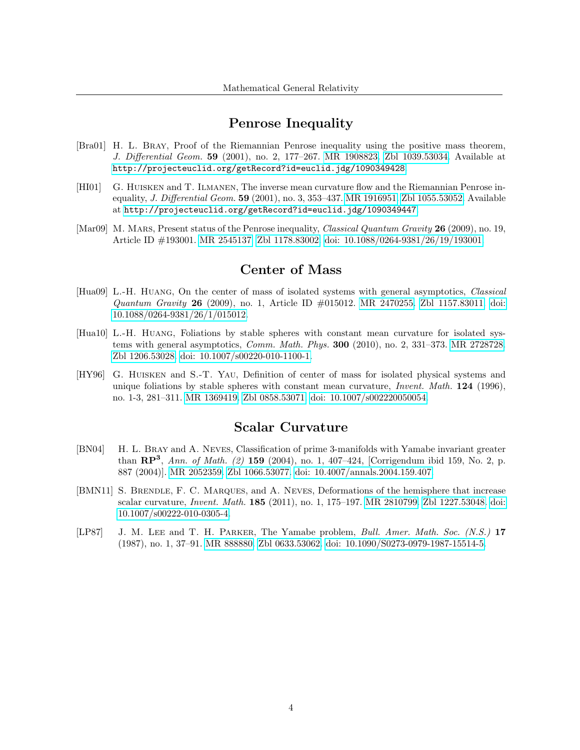## Penrose Inequality

[Bra01] H. L. Bray, Proof of the Riemannian Penrose inequality using the positive mass theorem, *J. Differential Geom.* **59** (2001), no. 2, 177–267. MR 1908823. Zbl 1039.53034. Available at http://projecteuclid.org/getRecord?id=euclid.jdg/1090349428.

[HI01] G. Huisken and T. Ilmanen, The inverse mean curvature flow and the Riemannian Penrose inequality, *J. Differential Geom.* **59** (2001), no. 3, 353–437. MR 1916951. Zbl 1055.53052. Available at http://projecteuclid.org/getRecord?id=euclid.jdg/1090349447.

[Mar09] M. Mars, Present status of the Penrose inequality, *Classical Quantum Gravity* **26** (2009), no. 19, Article ID #193001. MR 2545137. Zbl 1178.83002. doi: 10.1088/0264-9381/26/19/193001.

## Center of Mass

[Hua09] L.-H. Huang, On the center of mass of isolated systems with general asymptotics, *Classical Quantum Gravity* **26** (2009), no. 1, Article ID #015012. MR 2470255. Zbl 1157.83011. doi: 10.1088/0264-9381/26/1/015012.

[Hua10] L.-H. Huang, Foliations by stable spheres with constant mean curvature for isolated systems with general asymptotics, *Comm. Math. Phys.* **300** (2010), no. 2, 331–373. MR 2728728. Zbl 1206.53028. doi: 10.1007/s00220-010-1100-1.

[HY96] G. Huisken and S.-T. Yau, Definition of center of mass for isolated physical systems and unique foliations by stable spheres with constant mean curvature, *Invent. Math.* **124** (1996), no. 1-3, 281–311. MR 1369419. Zbl 0858.53071. doi: 10.1007/s002220050054.

## Scalar Curvature

[BN04] H. L. Bray and A. Neves, Classification of prime 3-manifolds with Yamabe invariant greater than $\mathbf{RP^3}$, *Ann. of Math. (2)* **159** (2004), no. 1, 407–424, [Corrigendum ibid 159, No. 2, p. 887 (2004)]. MR 2052359. Zbl 1066.53077. doi: 10.4007/annals.2004.159.407.

[BMN11] S. Brendle, F. C. Marques, and A. Neves, Deformations of the hemisphere that increase scalar curvature, *Invent. Math.* **185** (2011), no. 1, 175–197. MR 2810799. Zbl 1227.53048. doi: 10.1007/s00222-010-0305-4.

[LP87] J. M. Lee and T. H. Parker, The Yamabe problem, *Bull. Amer. Math. Soc. (N.S.)* **17** (1987), no. 1, 37–91. MR 888880. Zbl 0633.53062. doi: 10.1090/S0273-0979-1987-15514-5.